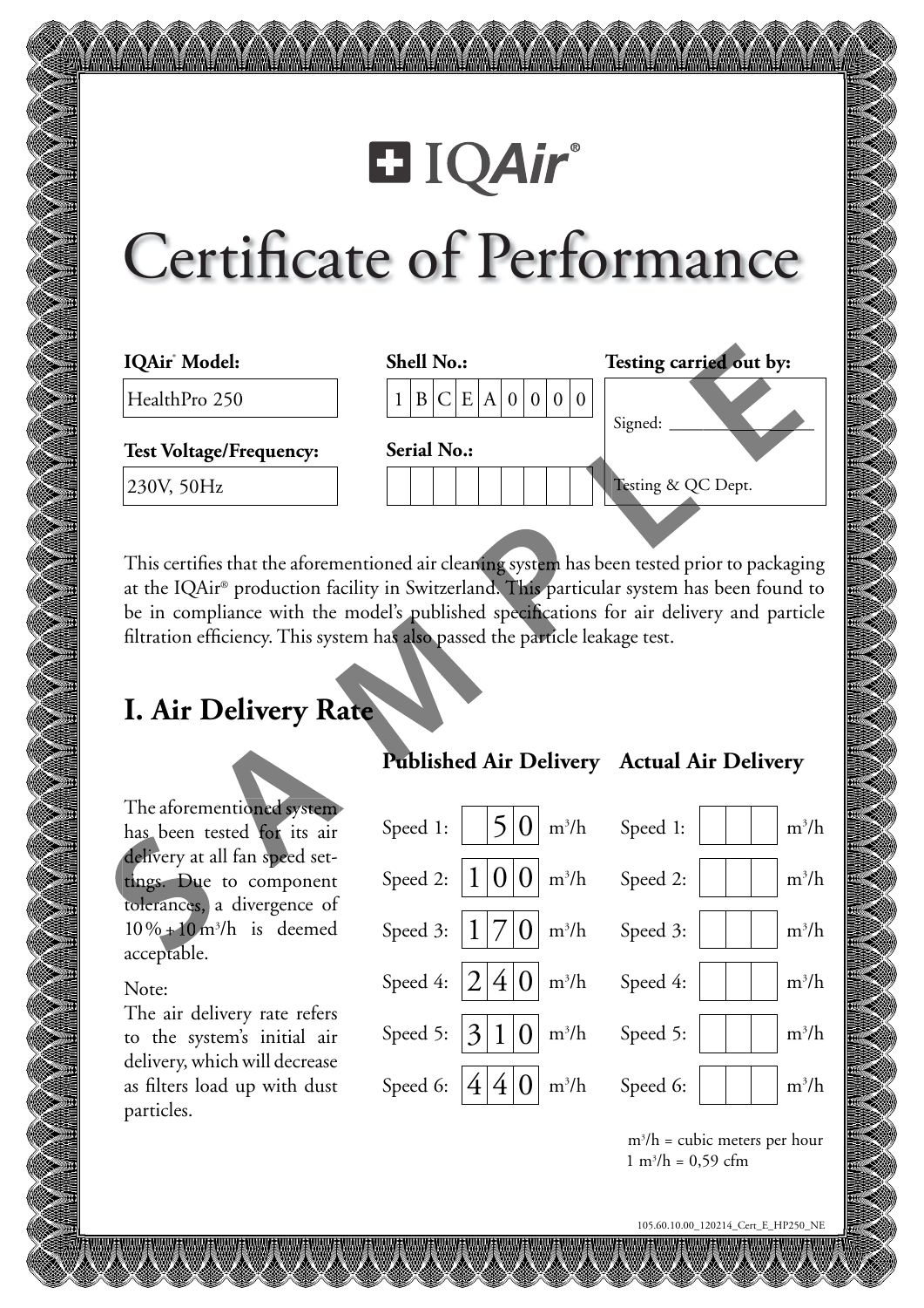IQAir®

# Certificate of Performance

| IQAir® Model: | Shell No.: | Testing carried out by: |
|---|---|---|
| HealthPro 250 | 1 B C E A 0 0 0 0 | Signed: ________________ |
| **Test Voltage/Frequency:** | **Serial No.:** | |
| 230V, 50Hz | | Testing & QC Dept. |

This certifies that the aforementioned air cleaning system has been tested prior to packaging at the IQAir® production facility in Switzerland. This particular system has been found to be in compliance with the model's published specifications for air delivery and particle filtration efficiency. This system has also passed the particle leakage test.

## I. Air Delivery Rate

The aforementioned system has been tested for its air delivery at all fan speed settings. Due to component tolerances, a divergence of 10 % + 10 $m^3/h$ is deemed acceptable.

Note:
The air delivery rate refers to the system's initial air delivery, which will decrease as filters load up with dust particles.

| | Published Air Delivery | Actual Air Delivery |
|---|---|---|
| Speed 1: | 50 $m^3/h$ | $m^3/h$ |
| Speed 2: | 100 $m^3/h$ | $m^3/h$ |
| Speed 3: | 170 $m^3/h$ | $m^3/h$ |
| Speed 4: | 240 $m^3/h$ | $m^3/h$ |
| Speed 5: | 310 $m^3/h$ | $m^3/h$ |
| Speed 6: | 440 $m^3/h$ | $m^3/h$ |

$m^3/h$ = cubic meters per hour
1 $m^3/h$ = 0,59 cfm

SAMPLE

105.60.10.00_120214_Cert_E_HP250_NE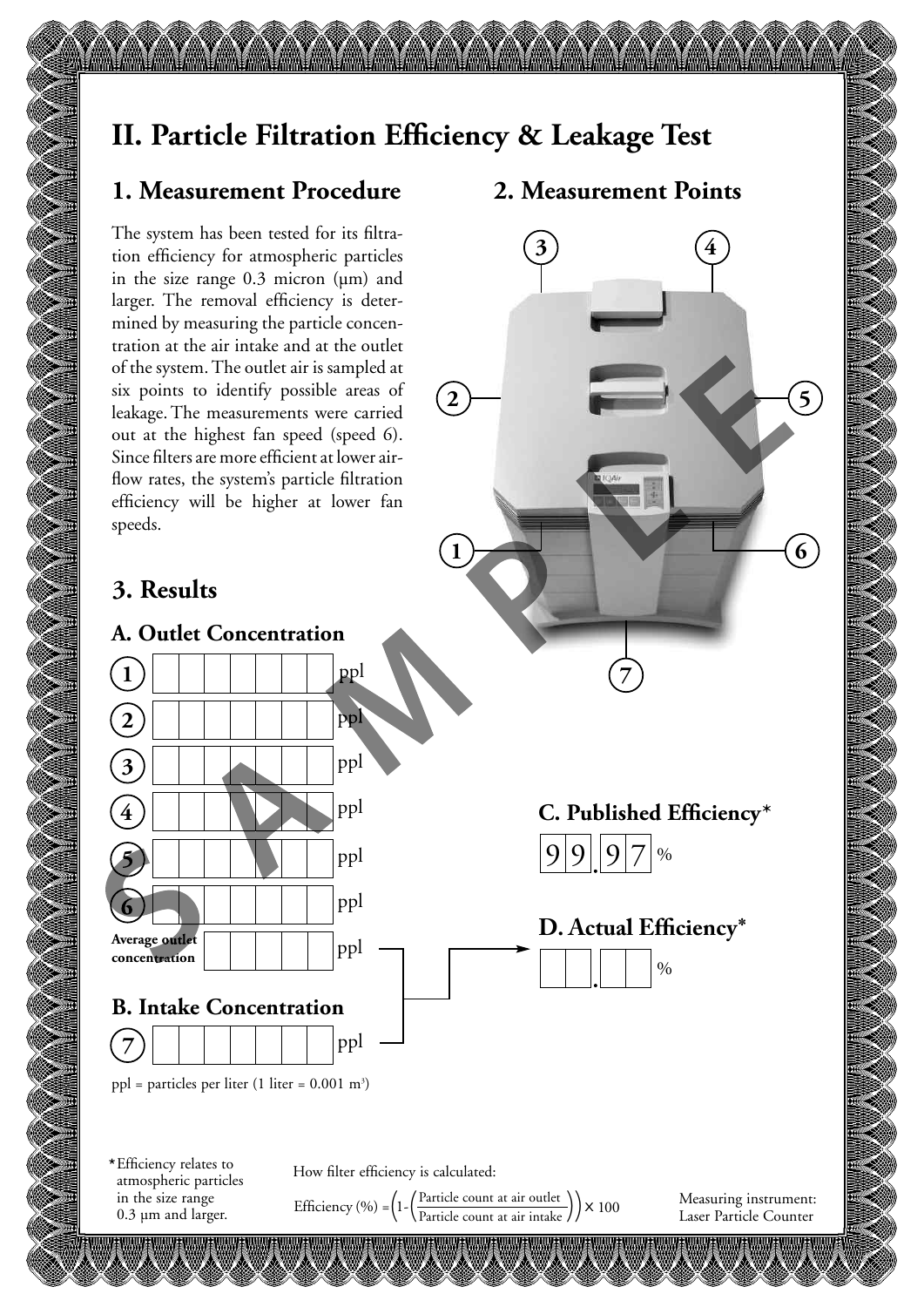# II. Particle Filtration Efficiency & Leakage Test

## 1. Measurement Procedure

The system has been tested for its filtration efficiency for atmospheric particles in the size range 0.3 micron (µm) and larger. The removal efficiency is determined by measuring the particle concentration at the air intake and at the outlet of the system. The outlet air is sampled at six points to identify possible areas of leakage. The measurements were carried out at the highest fan speed (speed 6). Since filters are more efficient at lower airflow rates, the system's particle filtration efficiency will be higher at lower fan speeds.

## 2. Measurement Points

3 4

2 5

1 6

7

## 3. Results

### A. Outlet Concentration

1 ppl

2 ppl

3 ppl

4 ppl

5 ppl

6 ppl

Average outlet concentration ppl

### B. Intake Concentration

7 ppl

ppl = particles per liter (1 liter = 0.001 m³)

### C. Published Efficiency*

99.97 %

### D. Actual Efficiency*

. %

*Efficiency relates to atmospheric particles in the size range 0.3 µm and larger.

How filter efficiency is calculated:

$$\text{Efficiency (\%)} = \left(1 - \left(\frac{\text{Particle count at air outlet}}{\text{Particle count at air intake}}\right)\right) \times 100$$

Measuring instrument: Laser Particle Counter

SAMPLE